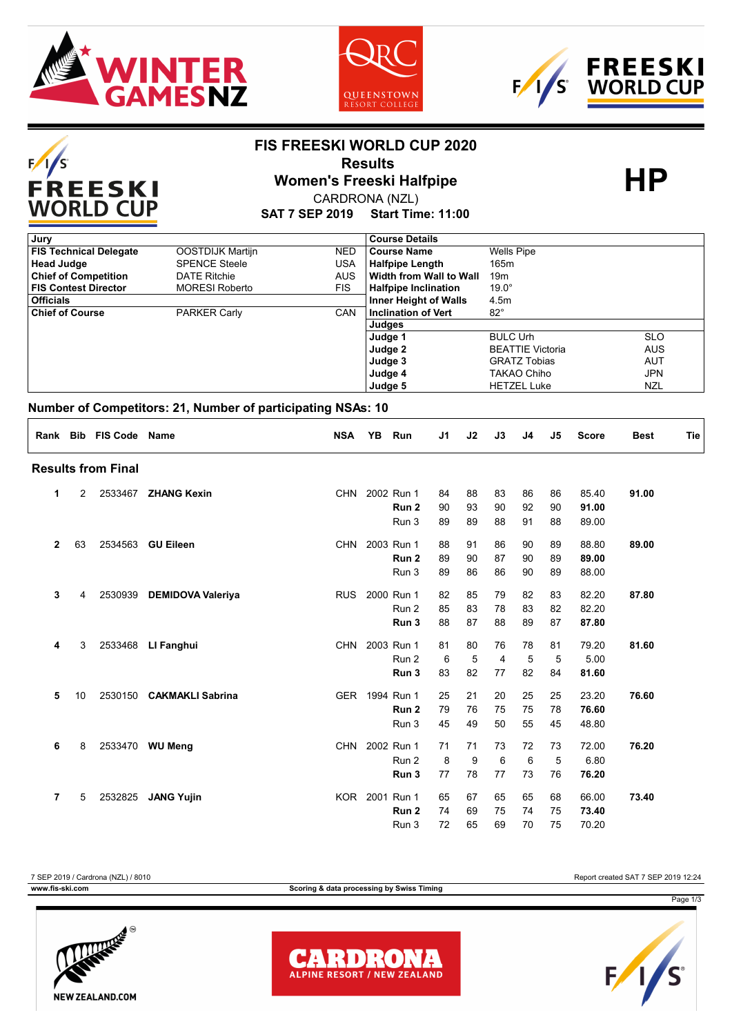# FIS FREESKI WORLD CUP 2020

## Results

## Women's Freeski Halfpipe

CARDRONA (NZL)

**SAT 7 SEP 2019 Start Time: 11:00**

**HP**

| Jury | | | Course Details | | |
|---|---|---|---|---|---|
| **FIS Technical Delegate** | OOSTDIJK Martijn | NED | **Course Name** | Wells Pipe | |
| **Head Judge** | SPENCE Steele | USA | **Halfpipe Length** | 165m | |
| **Chief of Competition** | DATE Ritchie | AUS | **Width from Wall to Wall** | 19m | |
| **FIS Contest Director** | MORESI Roberto | FIS | **Halfpipe Inclination** | 19.0° | |
| **Officials** | | | **Inner Height of Walls** | 4.5m | |
| **Chief of Course** | PARKER Carly | CAN | **Inclination of Vert** | 82° | |
| | | | **Judges** | | |
| | | | **Judge 1** | BULC Urh | SLO |
| | | | **Judge 2** | BEATTIE Victoria | AUS |
| | | | **Judge 3** | GRATZ Tobias | AUT |
| | | | **Judge 4** | TAKAO Chiho | JPN |
| | | | **Judge 5** | HETZEL Luke | NZL |

### Number of Competitors: 21, Number of participating NSAs: 10

### Results from Final

| Rank | Bib | FIS Code | Name | NSA | YB | Run | J1 | J2 | J3 | J4 | J5 | Score | Best | Tie |
|---|---|---|---|---|---|---|---|---|---|---|---|---|---|---|
| **1** | 2 | 2533467 | **ZHANG Kexin** | CHN | 2002 | Run 1 | 84 | 88 | 83 | 86 | 86 | 85.40 | **91.00** | |
| | | | | | | **Run 2** | 90 | 93 | 90 | 92 | 90 | **91.00** | | |
| | | | | | | Run 3 | 89 | 89 | 88 | 91 | 88 | 89.00 | | |
| **2** | 63 | 2534563 | **GU Eileen** | CHN | 2003 | Run 1 | 88 | 91 | 86 | 90 | 89 | 88.80 | **89.00** | |
| | | | | | | **Run 2** | 89 | 90 | 87 | 90 | 89 | **89.00** | | |
| | | | | | | Run 3 | 89 | 86 | 86 | 90 | 89 | 88.00 | | |
| **3** | 4 | 2530939 | **DEMIDOVA Valeriya** | RUS | 2000 | Run 1 | 82 | 85 | 79 | 82 | 83 | 82.20 | **87.80** | |
| | | | | | | Run 2 | 85 | 83 | 78 | 83 | 82 | 82.20 | | |
| | | | | | | **Run 3** | 88 | 87 | 88 | 89 | 87 | **87.80** | | |
| **4** | 3 | 2533468 | **LI Fanghui** | CHN | 2003 | Run 1 | 81 | 80 | 76 | 78 | 81 | 79.20 | **81.60** | |
| | | | | | | Run 2 | 6 | 5 | 4 | 5 | 5 | 5.00 | | |
| | | | | | | **Run 3** | 83 | 82 | 77 | 82 | 84 | **81.60** | | |
| **5** | 10 | 2530150 | **CAKMAKLI Sabrina** | GER | 1994 | Run 1 | 25 | 21 | 20 | 25 | 25 | 23.20 | **76.60** | |
| | | | | | | **Run 2** | 79 | 76 | 75 | 75 | 78 | **76.60** | | |
| | | | | | | Run 3 | 45 | 49 | 50 | 55 | 45 | 48.80 | | |
| **6** | 8 | 2533470 | **WU Meng** | CHN | 2002 | Run 1 | 71 | 71 | 73 | 72 | 73 | 72.00 | **76.20** | |
| | | | | | | Run 2 | 8 | 9 | 6 | 6 | 5 | 6.80 | | |
| | | | | | | **Run 3** | 77 | 78 | 77 | 73 | 76 | **76.20** | | |
| **7** | 5 | 2532825 | **JANG Yujin** | KOR | 2001 | Run 1 | 65 | 67 | 65 | 65 | 68 | 66.00 | **73.40** | |
| | | | | | | **Run 2** | 74 | 69 | 75 | 74 | 75 | **73.40** | | |
| | | | | | | Run 3 | 72 | 65 | 69 | 70 | 75 | 70.20 | | |

7 SEP 2019 / Cardrona (NZL) / 8010

Report created SAT 7 SEP 2019 12:24

www.fis-ski.com

Scoring & data processing by Swiss Timing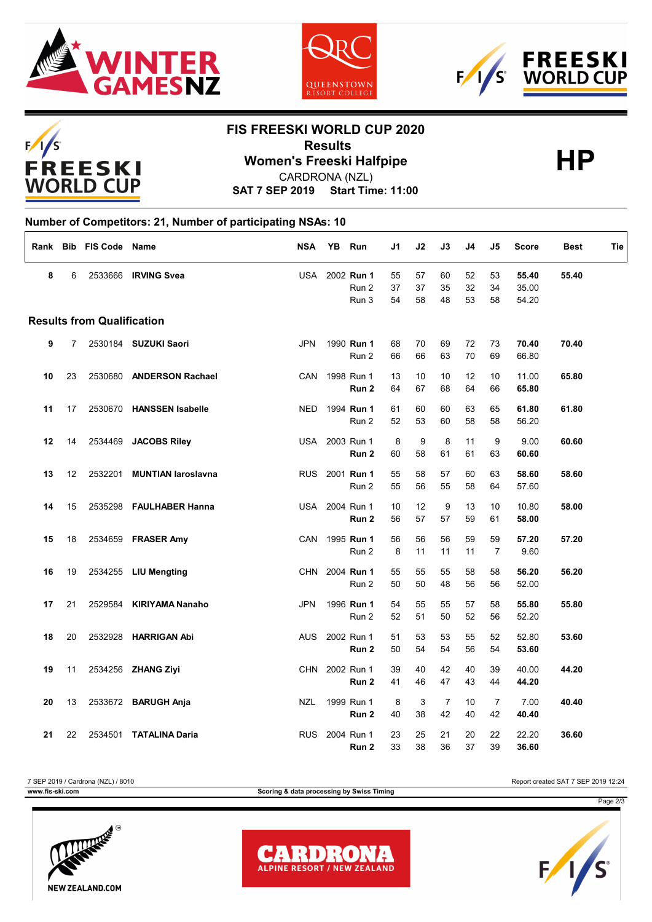# FIS FREESKI WORLD CUP 2020

## Results

## Women's Freeski Halfpipe

CARDRONA (NZL)

**SAT 7 SEP 2019 Start Time: 11:00**

**HP**

**Number of Competitors: 21, Number of participating NSAs: 10**

| Rank | Bib | FIS Code | Name | NSA | YB | Run | J1 | J2 | J3 | J4 | J5 | Score | Best | Tie |
|---|---|---|---|---|---|---|---|---|---|---|---|---|---|---|
| **8** | 6 | 2533666 | **IRVING Svea** | USA | 2002 | **Run 1** | 55 | 57 | 60 | 52 | 53 | **55.40** | **55.40** | |
| | | | | | | Run 2 | 37 | 37 | 35 | 32 | 34 | 35.00 | | |
| | | | | | | Run 3 | 54 | 58 | 48 | 53 | 58 | 54.20 | | |
| **Results from Qualification** | | | | | | | | | | | | | | |
| **9** | 7 | 2530184 | **SUZUKI Saori** | JPN | 1990 | **Run 1** | 68 | 70 | 69 | 72 | 73 | **70.40** | **70.40** | |
| | | | | | | Run 2 | 66 | 66 | 63 | 70 | 69 | 66.80 | | |
| **10** | 23 | 2530680 | **ANDERSON Rachael** | CAN | 1998 | Run 1 | 13 | 10 | 10 | 12 | 10 | 11.00 | **65.80** | |
| | | | | | | **Run 2** | 64 | 67 | 68 | 64 | 66 | **65.80** | | |
| **11** | 17 | 2530670 | **HANSSEN Isabelle** | NED | 1994 | **Run 1** | 61 | 60 | 60 | 63 | 65 | **61.80** | **61.80** | |
| | | | | | | Run 2 | 52 | 53 | 60 | 58 | 58 | 56.20 | | |
| **12** | 14 | 2534469 | **JACOBS Riley** | USA | 2003 | Run 1 | 8 | 9 | 8 | 11 | 9 | 9.00 | **60.60** | |
| | | | | | | **Run 2** | 60 | 58 | 61 | 61 | 63 | **60.60** | | |
| **13** | 12 | 2532201 | **MUNTIAN Iaroslavna** | RUS | 2001 | **Run 1** | 55 | 58 | 57 | 60 | 63 | **58.60** | **58.60** | |
| | | | | | | Run 2 | 55 | 56 | 55 | 58 | 64 | 57.60 | | |
| **14** | 15 | 2535298 | **FAULHABER Hanna** | USA | 2004 | Run 1 | 10 | 12 | 9 | 13 | 10 | 10.80 | **58.00** | |
| | | | | | | **Run 2** | 56 | 57 | 57 | 59 | 61 | **58.00** | | |
| **15** | 18 | 2534659 | **FRASER Amy** | CAN | 1995 | **Run 1** | 56 | 56 | 56 | 59 | 59 | **57.20** | **57.20** | |
| | | | | | | Run 2 | 8 | 11 | 11 | 11 | 7 | 9.60 | | |
| **16** | 19 | 2534255 | **LIU Mengting** | CHN | 2004 | **Run 1** | 55 | 55 | 55 | 58 | 58 | **56.20** | **56.20** | |
| | | | | | | Run 2 | 50 | 50 | 48 | 56 | 56 | 52.00 | | |
| **17** | 21 | 2529584 | **KIRIYAMA Nanaho** | JPN | 1996 | **Run 1** | 54 | 55 | 55 | 57 | 58 | **55.80** | **55.80** | |
| | | | | | | Run 2 | 52 | 51 | 50 | 52 | 56 | 52.20 | | |
| **18** | 20 | 2532928 | **HARRIGAN Abi** | AUS | 2002 | Run 1 | 51 | 53 | 53 | 55 | 52 | 52.80 | **53.60** | |
| | | | | | | **Run 2** | 50 | 54 | 54 | 56 | 54 | **53.60** | | |
| **19** | 11 | 2534256 | **ZHANG Ziyi** | CHN | 2002 | Run 1 | 39 | 40 | 42 | 40 | 39 | 40.00 | **44.20** | |
| | | | | | | **Run 2** | 41 | 46 | 47 | 43 | 44 | **44.20** | | |
| **20** | 13 | 2533672 | **BARUGH Anja** | NZL | 1999 | Run 1 | 8 | 3 | 7 | 10 | 7 | 7.00 | **40.40** | |
| | | | | | | **Run 2** | 40 | 38 | 42 | 40 | 42 | **40.40** | | |
| **21** | 22 | 2534501 | **TATALINA Daria** | RUS | 2004 | Run 1 | 23 | 25 | 21 | 20 | 22 | 22.20 | **36.60** | |
| | | | | | | **Run 2** | 33 | 38 | 36 | 37 | 39 | **36.60** | | |

7 SEP 2019 / Cardrona (NZL) / 8010

Report created SAT 7 SEP 2019 12:24

www.fis-ski.com

Scoring & data processing by Swiss Timing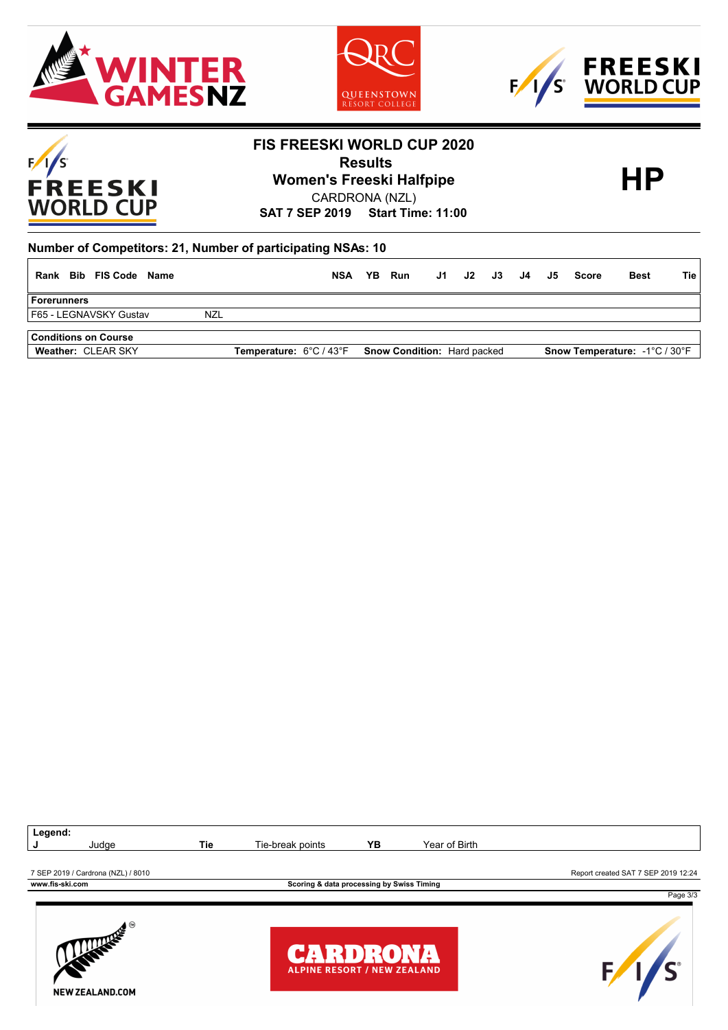# FIS FREESKI WORLD CUP 2020

## Results

## Women's Freeski Halfpipe

CARDRONA (NZL)

**SAT 7 SEP 2019 Start Time: 11:00**

**HP**

**Number of Competitors: 21, Number of participating NSAs: 10**

| Rank | Bib | FIS Code | Name | NSA | YB | Run | J1 | J2 | J3 | J4 | J5 | Score | Best | Tie |
|---|---|---|---|---|---|---|---|---|---|---|---|---|---|---|

**Forerunners**

| | |
|---|---|
| F65 - LEGNAVSKY Gustav | NZL |

**Conditions on Course**

**Weather:** CLEAR SKY **Temperature:** 6°C / 43°F **Snow Condition:** Hard packed **Snow Temperature:** -1°C / 30°F

**Legend:**

| | | | | | |
|---|---|---|---|---|---|
| **J** | Judge | **Tie** | Tie-break points | **YB** | Year of Birth |

7 SEP 2019 / Cardrona (NZL) / 8010

Report created SAT 7 SEP 2019 12:24

www.fis-ski.com

Scoring & data processing by Swiss Timing